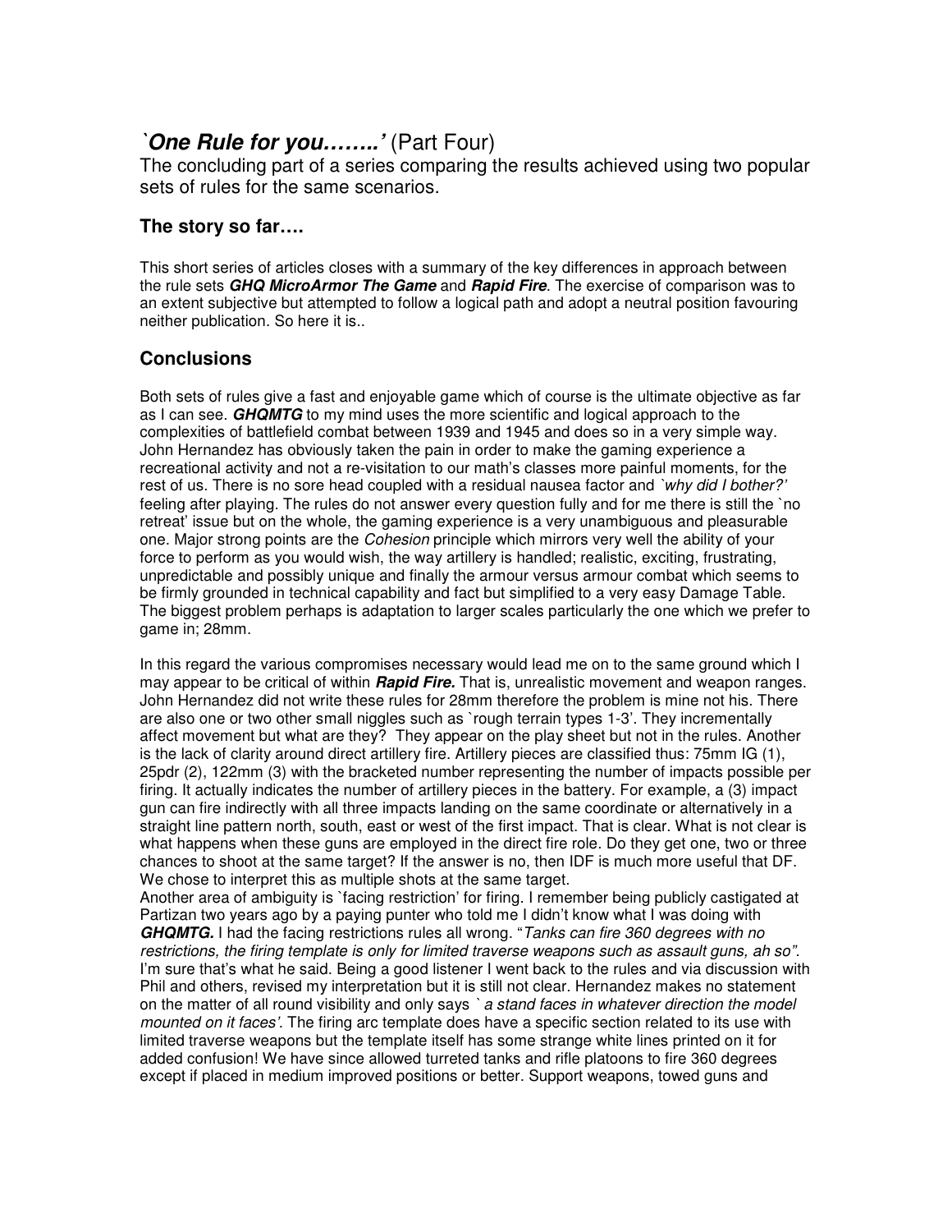# *`One Rule for you……..'* (Part Four)

The concluding part of a series comparing the results achieved using two popular sets of rules for the same scenarios.

### The story so far….

This short series of articles closes with a summary of the key differences in approach between the rule sets ***GHQ MicroArmor The Game*** and ***Rapid Fire***. The exercise of comparison was to an extent subjective but attempted to follow a logical path and adopt a neutral position favouring neither publication. So here it is..

## Conclusions

Both sets of rules give a fast and enjoyable game which of course is the ultimate objective as far as I can see. ***GHQMTG*** to my mind uses the more scientific and logical approach to the complexities of battlefield combat between 1939 and 1945 and does so in a very simple way. John Hernandez has obviously taken the pain in order to make the gaming experience a recreational activity and not a re-visitation to our math's classes more painful moments, for the rest of us. There is no sore head coupled with a residual nausea factor and *`why did I bother?'* feeling after playing. The rules do not answer every question fully and for me there is still the `no retreat' issue but on the whole, the gaming experience is a very unambiguous and pleasurable one. Major strong points are the *Cohesion* principle which mirrors very well the ability of your force to perform as you would wish, the way artillery is handled; realistic, exciting, frustrating, unpredictable and possibly unique and finally the armour versus armour combat which seems to be firmly grounded in technical capability and fact but simplified to a very easy Damage Table. The biggest problem perhaps is adaptation to larger scales particularly the one which we prefer to game in; 28mm.

In this regard the various compromises necessary would lead me on to the same ground which I may appear to be critical of within ***Rapid Fire.*** That is, unrealistic movement and weapon ranges. John Hernandez did not write these rules for 28mm therefore the problem is mine not his. There are also one or two other small niggles such as `rough terrain types 1-3'. They incrementally affect movement but what are they? They appear on the play sheet but not in the rules. Another is the lack of clarity around direct artillery fire. Artillery pieces are classified thus: 75mm IG (1), 25pdr (2), 122mm (3) with the bracketed number representing the number of impacts possible per firing. It actually indicates the number of artillery pieces in the battery. For example, a (3) impact gun can fire indirectly with all three impacts landing on the same coordinate or alternatively in a straight line pattern north, south, east or west of the first impact. That is clear. What is not clear is what happens when these guns are employed in the direct fire role. Do they get one, two or three chances to shoot at the same target? If the answer is no, then IDF is much more useful that DF. We chose to interpret this as multiple shots at the same target.
Another area of ambiguity is `facing restriction' for firing. I remember being publicly castigated at Partizan two years ago by a paying punter who told me I didn't know what I was doing with ***GHQMTG.*** I had the facing restrictions rules all wrong. "*Tanks can fire 360 degrees with no restrictions, the firing template is only for limited traverse weapons such as assault guns, ah so"*. I'm sure that's what he said. Being a good listener I went back to the rules and via discussion with Phil and others, revised my interpretation but it is still not clear. Hernandez makes no statement on the matter of all round visibility and only says *` a stand faces in whatever direction the model mounted on it faces'*. The firing arc template does have a specific section related to its use with limited traverse weapons but the template itself has some strange white lines printed on it for added confusion! We have since allowed turreted tanks and rifle platoons to fire 360 degrees except if placed in medium improved positions or better. Support weapons, towed guns and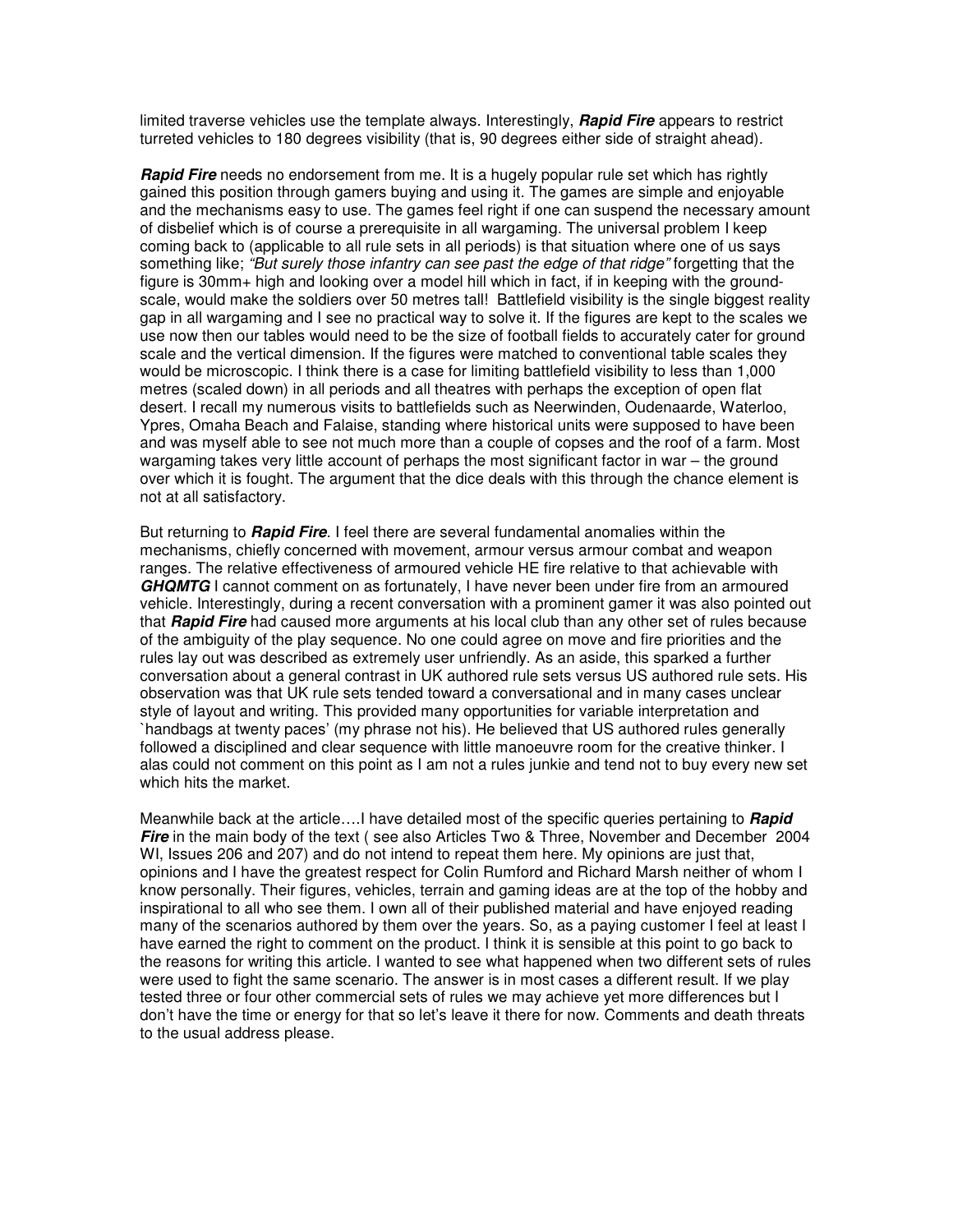limited traverse vehicles use the template always. Interestingly, ***Rapid Fire*** appears to restrict turreted vehicles to 180 degrees visibility (that is, 90 degrees either side of straight ahead).

***Rapid Fire*** needs no endorsement from me. It is a hugely popular rule set which has rightly gained this position through gamers buying and using it. The games are simple and enjoyable and the mechanisms easy to use. The games feel right if one can suspend the necessary amount of disbelief which is of course a prerequisite in all wargaming. The universal problem I keep coming back to (applicable to all rule sets in all periods) is that situation where one of us says something like; *"But surely those infantry can see past the edge of that ridge"* forgetting that the figure is 30mm+ high and looking over a model hill which in fact, if in keeping with the ground-scale, would make the soldiers over 50 metres tall! Battlefield visibility is the single biggest reality gap in all wargaming and I see no practical way to solve it. If the figures are kept to the scales we use now then our tables would need to be the size of football fields to accurately cater for ground scale and the vertical dimension. If the figures were matched to conventional table scales they would be microscopic. I think there is a case for limiting battlefield visibility to less than 1,000 metres (scaled down) in all periods and all theatres with perhaps the exception of open flat desert. I recall my numerous visits to battlefields such as Neerwinden, Oudenaarde, Waterloo, Ypres, Omaha Beach and Falaise, standing where historical units were supposed to have been and was myself able to see not much more than a couple of copses and the roof of a farm. Most wargaming takes very little account of perhaps the most significant factor in war – the ground over which it is fought. The argument that the dice deals with this through the chance element is not at all satisfactory.

But returning to ***Rapid Fire***. I feel there are several fundamental anomalies within the mechanisms, chiefly concerned with movement, armour versus armour combat and weapon ranges. The relative effectiveness of armoured vehicle HE fire relative to that achievable with ***GHQMTG*** I cannot comment on as fortunately, I have never been under fire from an armoured vehicle. Interestingly, during a recent conversation with a prominent gamer it was also pointed out that ***Rapid Fire*** had caused more arguments at his local club than any other set of rules because of the ambiguity of the play sequence. No one could agree on move and fire priorities and the rules lay out was described as extremely user unfriendly. As an aside, this sparked a further conversation about a general contrast in UK authored rule sets versus US authored rule sets. His observation was that UK rule sets tended toward a conversational and in many cases unclear style of layout and writing. This provided many opportunities for variable interpretation and `handbags at twenty paces' (my phrase not his). He believed that US authored rules generally followed a disciplined and clear sequence with little manoeuvre room for the creative thinker. I alas could not comment on this point as I am not a rules junkie and tend not to buy every new set which hits the market.

Meanwhile back at the article….I have detailed most of the specific queries pertaining to ***Rapid Fire*** in the main body of the text ( see also Articles Two & Three, November and December 2004 WI, Issues 206 and 207) and do not intend to repeat them here. My opinions are just that, opinions and I have the greatest respect for Colin Rumford and Richard Marsh neither of whom I know personally. Their figures, vehicles, terrain and gaming ideas are at the top of the hobby and inspirational to all who see them. I own all of their published material and have enjoyed reading many of the scenarios authored by them over the years. So, as a paying customer I feel at least I have earned the right to comment on the product. I think it is sensible at this point to go back to the reasons for writing this article. I wanted to see what happened when two different sets of rules were used to fight the same scenario. The answer is in most cases a different result. If we play tested three or four other commercial sets of rules we may achieve yet more differences but I don't have the time or energy for that so let's leave it there for now. Comments and death threats to the usual address please.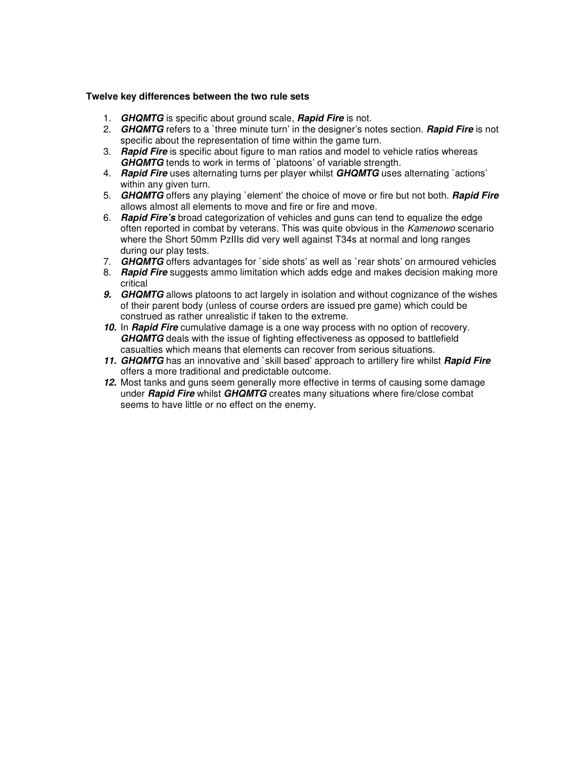**Twelve key differences between the two rule sets**

1. ***GHQMTG*** is specific about ground scale, ***Rapid Fire*** is not.
2. ***GHQMTG*** refers to a `three minute turn' in the designer's notes section. ***Rapid Fire*** is not specific about the representation of time within the game turn.
3. ***Rapid Fire*** is specific about figure to man ratios and model to vehicle ratios whereas ***GHQMTG*** tends to work in terms of `platoons' of variable strength.
4. ***Rapid Fire*** uses alternating turns per player whilst ***GHQMTG*** uses alternating `actions' within any given turn.
5. ***GHQMTG*** offers any playing `element' the choice of move or fire but not both. ***Rapid Fire*** allows almost all elements to move and fire or fire and move.
6. ***Rapid Fire's*** broad categorization of vehicles and guns can tend to equalize the edge often reported in combat by veterans. This was quite obvious in the *Kamenowo* scenario where the Short 50mm PzIIIs did very well against T34s at normal and long ranges during our play tests.
7. ***GHQMTG*** offers advantages for `side shots' as well as `rear shots' on armoured vehicles
8. ***Rapid Fire*** suggests ammo limitation which adds edge and makes decision making more critical
9. ***GHQMTG*** allows platoons to act largely in isolation and without cognizance of the wishes of their parent body (unless of course orders are issued pre game) which could be construed as rather unrealistic if taken to the extreme.
10. In ***Rapid Fire*** cumulative damage is a one way process with no option of recovery. ***GHQMTG*** deals with the issue of fighting effectiveness as opposed to battlefield casualties which means that elements can recover from serious situations.
11. ***GHQMTG*** has an innovative and `skill based' approach to artillery fire whilst ***Rapid Fire*** offers a more traditional and predictable outcome.
12. Most tanks and guns seem generally more effective in terms of causing some damage under ***Rapid Fire*** whilst ***GHQMTG*** creates many situations where fire/close combat seems to have little or no effect on the enemy.